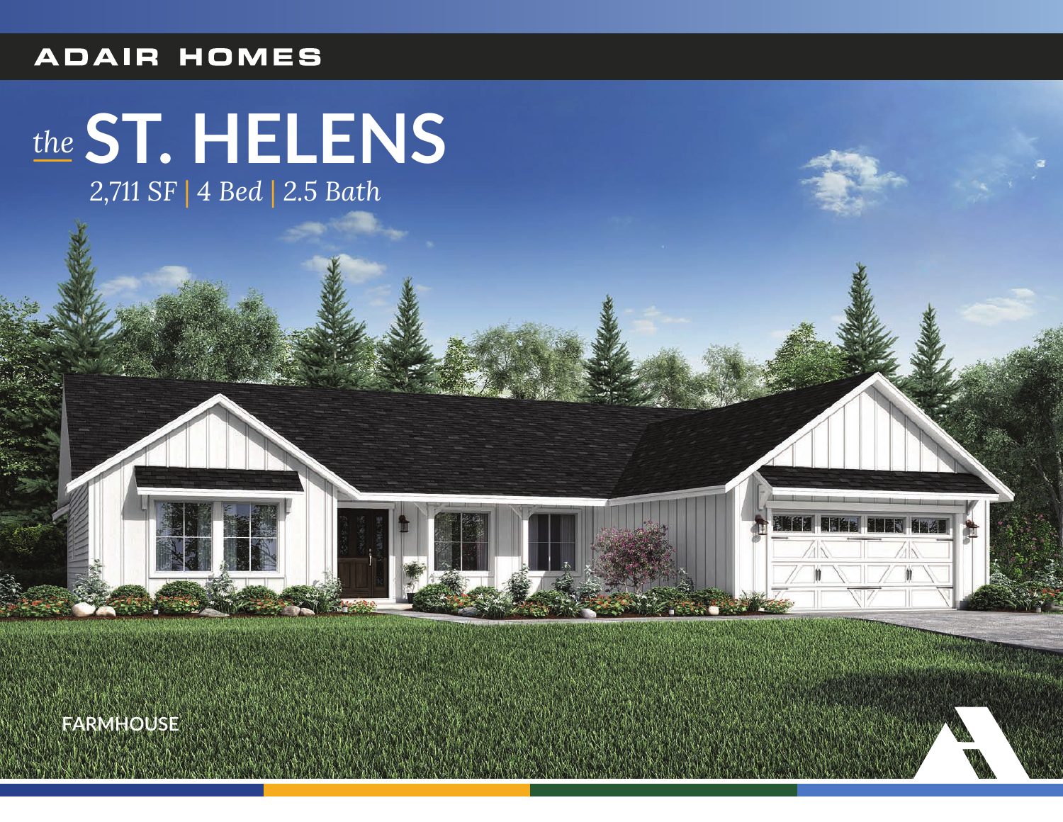ADAIR HOMES

# *the* ST. HELENS

*2,711 SF | 4 Bed | 2.5 Bath*

FARMHOUSE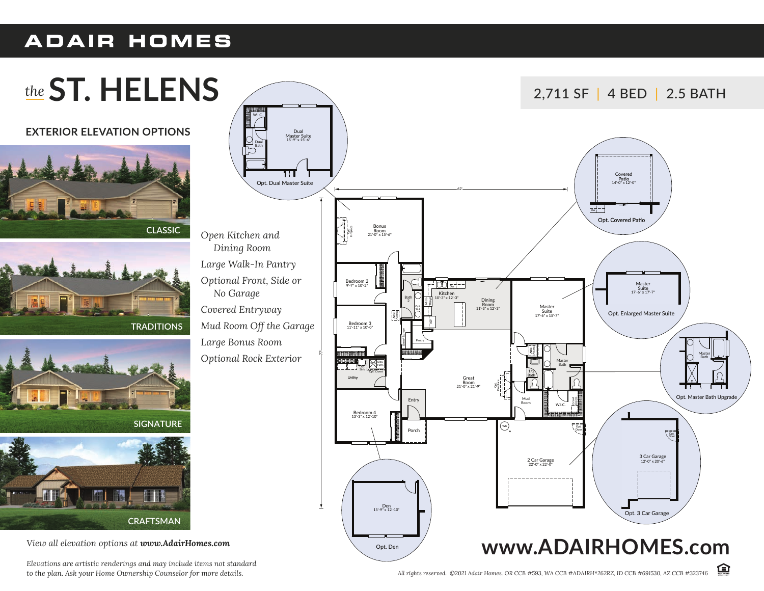# ADAIR HOMES

# *the* ST. HELENS

2,711 SF | 4 BED | 2.5 BATH

## EXTERIOR ELEVATION OPTIONS

CLASSIC

TRADITIONS

SIGNATURE

CRAFTSMAN

*Open Kitchen and Dining Room*

*Large Walk-In Pantry*

*Optional Front, Side or No Garage*

*Covered Entryway*

*Mud Room Off the Garage*

*Large Bonus Room*

*Optional Rock Exterior*

Opt. Dual Master Suite
Dual Master Suite 15'-9" x 15'-6"
W.I.C.
Dual Bath

Opt. Covered Patio
Covered Patio 14'-0" x 12'-0"

Opt. Enlarged Master Suite
Master Suite 17'-6" x 17'-7"

Opt. Master Bath Upgrade
Master Bath

Opt. 3 Car Garage
3 Car Garage 12'-0" x 20'-6"

Opt. Den
Den 15'-9" x 12'-10"

62'

77'

Bonus Room 21'-0" x 15'-6"

Bedroom 2 9'-7" x 10'-2"

Bath 2

Kitchen 10'-3" x 12'-3"

Dining Room 11'-3" x 12'-3"

Master Suite 17'-6" x 15'-7"

Bedroom 3 11'-11" x 10'-0"

Pantry

Master Bath

Utility

Great Room 21'-0" x 21'-9"

1/2 Bath

Mud Room

W.I.C.

Entry

Bedroom 4 13'-3" x 12'-10"

Porch

2 Car Garage 22'-0" x 22'-0"

*View all elevation options at **www.AdairHomes.com***

*Elevations are artistic renderings and may include items not standard to the plan. Ask your Home Ownership Counselor for more details.*

**www.ADAIRHOMES.com**

*All rights reserved. ©2021 Adair Homes. OR CCB #593, WA CCB #ADAIRH*262RZ, ID CCB #691530, AZ CCB #323746*